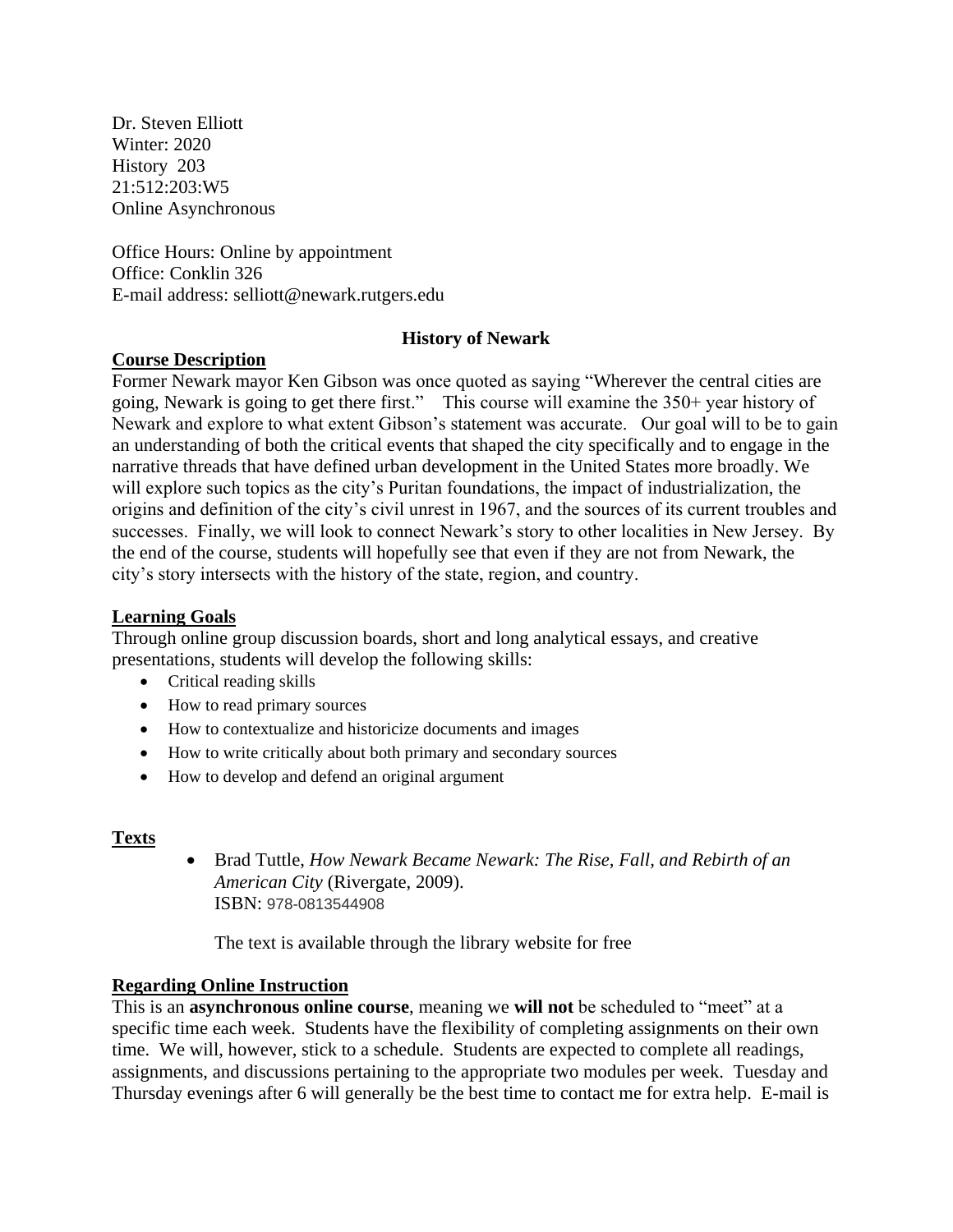Dr. Steven Elliott
Winter: 2020
History 203
21:512:203:W5
Online Asynchronous

Office Hours: Online by appointment
Office: Conklin 326
E-mail address: selliott@newark.rutgers.edu

# History of Newark

## Course Description

Former Newark mayor Ken Gibson was once quoted as saying "Wherever the central cities are going, Newark is going to get there first." This course will examine the 350+ year history of Newark and explore to what extent Gibson's statement was accurate. Our goal will to be to gain an understanding of both the critical events that shaped the city specifically and to engage in the narrative threads that have defined urban development in the United States more broadly. We will explore such topics as the city's Puritan foundations, the impact of industrialization, the origins and definition of the city's civil unrest in 1967, and the sources of its current troubles and successes. Finally, we will look to connect Newark's story to other localities in New Jersey. By the end of the course, students will hopefully see that even if they are not from Newark, the city's story intersects with the history of the state, region, and country.

## Learning Goals

Through online group discussion boards, short and long analytical essays, and creative presentations, students will develop the following skills:

- Critical reading skills
- How to read primary sources
- How to contextualize and historicize documents and images
- How to write critically about both primary and secondary sources
- How to develop and defend an original argument

## Texts

- Brad Tuttle, *How Newark Became Newark: The Rise, Fall, and Rebirth of an American City* (Rivergate, 2009).
  ISBN: 978-0813544908

  The text is available through the library website for free

## Regarding Online Instruction

This is an **asynchronous online course**, meaning we **will not** be scheduled to "meet" at a specific time each week. Students have the flexibility of completing assignments on their own time. We will, however, stick to a schedule. Students are expected to complete all readings, assignments, and discussions pertaining to the appropriate two modules per week. Tuesday and Thursday evenings after 6 will generally be the best time to contact me for extra help. E-mail is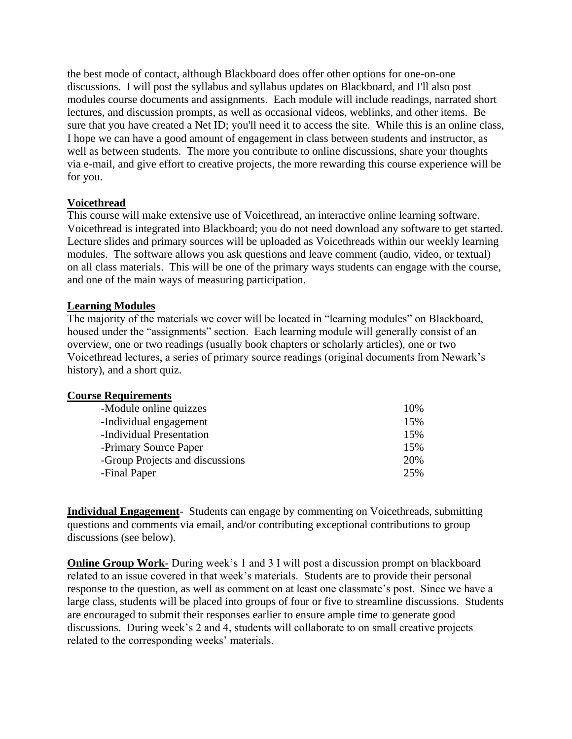the best mode of contact, although Blackboard does offer other options for one-on-one discussions. I will post the syllabus and syllabus updates on Blackboard, and I'll also post modules course documents and assignments. Each module will include readings, narrated short lectures, and discussion prompts, as well as occasional videos, weblinks, and other items. Be sure that you have created a Net ID; you'll need it to access the site. While this is an online class, I hope we can have a good amount of engagement in class between students and instructor, as well as between students. The more you contribute to online discussions, share your thoughts via e-mail, and give effort to creative projects, the more rewarding this course experience will be for you.

**Voicethread**

This course will make extensive use of Voicethread, an interactive online learning software. Voicethread is integrated into Blackboard; you do not need download any software to get started. Lecture slides and primary sources will be uploaded as Voicethreads within our weekly learning modules. The software allows you ask questions and leave comment (audio, video, or textual) on all class materials. This will be one of the primary ways students can engage with the course, and one of the main ways of measuring participation.

**Learning Modules**

The majority of the materials we cover will be located in "learning modules" on Blackboard, housed under the "assignments" section. Each learning module will generally consist of an overview, one or two readings (usually book chapters or scholarly articles), one or two Voicethread lectures, a series of primary source readings (original documents from Newark's history), and a short quiz.

**Course Requirements**

| | |
|---|---|
| -Module online quizzes | 10% |
| -Individual engagement | 15% |
| -Individual Presentation | 15% |
| -Primary Source Paper | 15% |
| -Group Projects and discussions | 20% |
| -Final Paper | 25% |

**Individual Engagement**- Students can engage by commenting on Voicethreads, submitting questions and comments via email, and/or contributing exceptional contributions to group discussions (see below).

**Online Group Work-** During week's 1 and 3 I will post a discussion prompt on blackboard related to an issue covered in that week's materials. Students are to provide their personal response to the question, as well as comment on at least one classmate's post. Since we have a large class, students will be placed into groups of four or five to streamline discussions. Students are encouraged to submit their responses earlier to ensure ample time to generate good discussions. During week's 2 and 4, students will collaborate to on small creative projects related to the corresponding weeks' materials.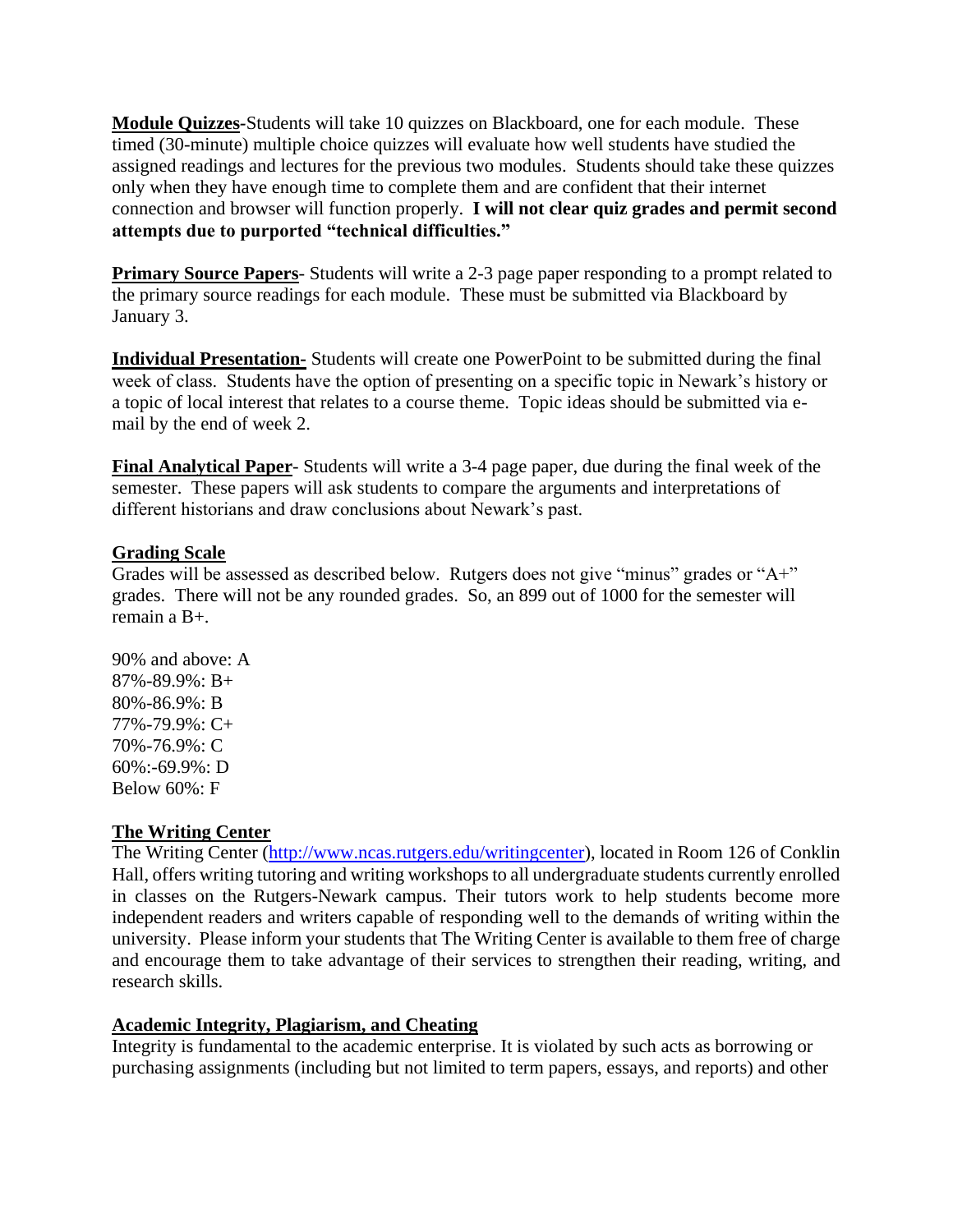**Module Quizzes**-Students will take 10 quizzes on Blackboard, one for each module. These timed (30-minute) multiple choice quizzes will evaluate how well students have studied the assigned readings and lectures for the previous two modules. Students should take these quizzes only when they have enough time to complete them and are confident that their internet connection and browser will function properly. **I will not clear quiz grades and permit second attempts due to purported "technical difficulties."**

**Primary Source Papers**- Students will write a 2-3 page paper responding to a prompt related to the primary source readings for each module. These must be submitted via Blackboard by January 3.

**Individual Presentation-** Students will create one PowerPoint to be submitted during the final week of class. Students have the option of presenting on a specific topic in Newark's history or a topic of local interest that relates to a course theme. Topic ideas should be submitted via e-mail by the end of week 2.

**Final Analytical Paper**- Students will write a 3-4 page paper, due during the final week of the semester. These papers will ask students to compare the arguments and interpretations of different historians and draw conclusions about Newark's past.

## Grading Scale

Grades will be assessed as described below. Rutgers does not give "minus" grades or "A+" grades. There will not be any rounded grades. So, an 899 out of 1000 for the semester will remain a B+.

90% and above: A
87%-89.9%: B+
80%-86.9%: B
77%-79.9%: C+
70%-76.9%: C
60%:-69.9%: D
Below 60%: F

## The Writing Center

The Writing Center (http://www.ncas.rutgers.edu/writingcenter), located in Room 126 of Conklin Hall, offers writing tutoring and writing workshops to all undergraduate students currently enrolled in classes on the Rutgers-Newark campus. Their tutors work to help students become more independent readers and writers capable of responding well to the demands of writing within the university. Please inform your students that The Writing Center is available to them free of charge and encourage them to take advantage of their services to strengthen their reading, writing, and research skills.

## Academic Integrity, Plagiarism, and Cheating

Integrity is fundamental to the academic enterprise. It is violated by such acts as borrowing or purchasing assignments (including but not limited to term papers, essays, and reports) and other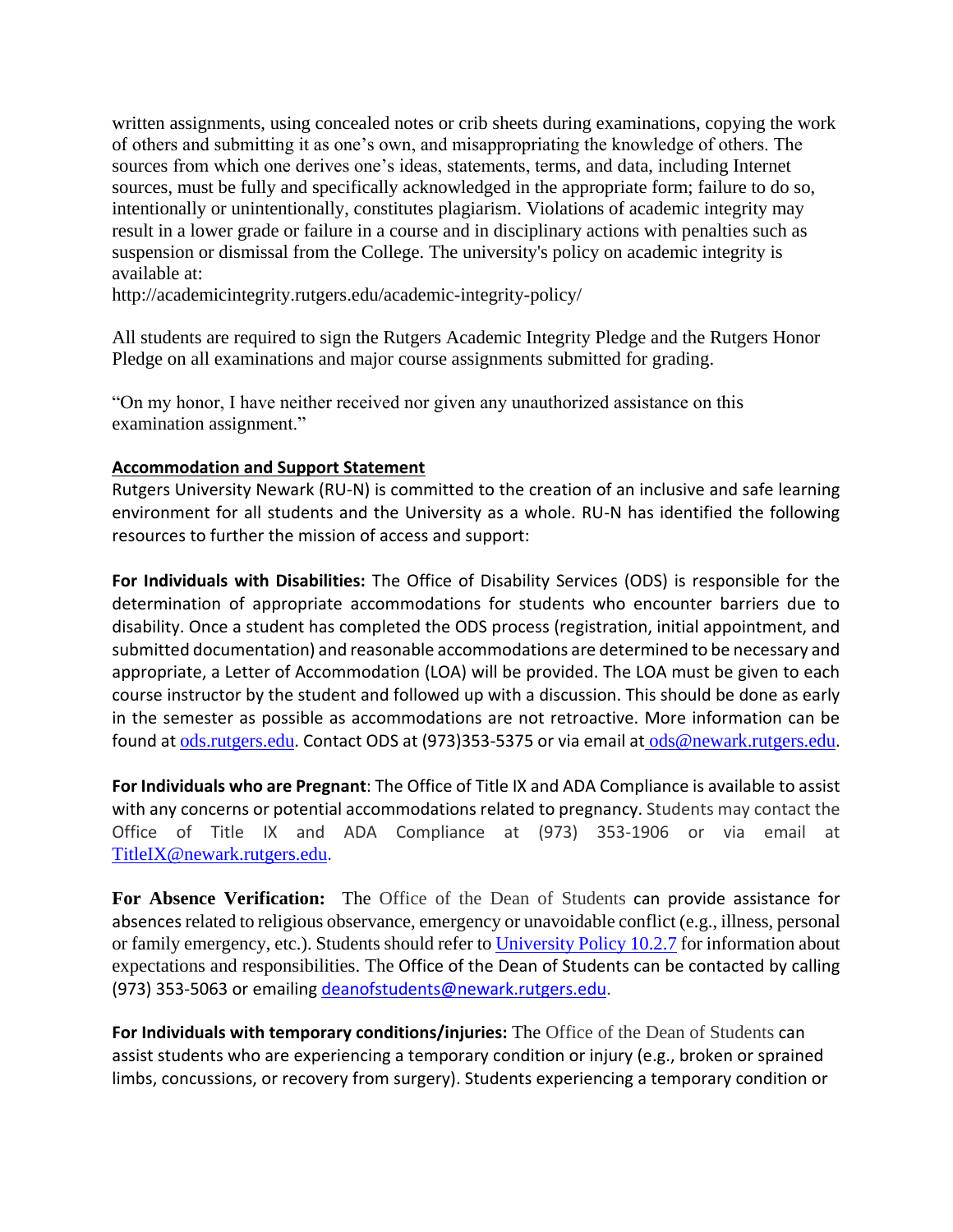written assignments, using concealed notes or crib sheets during examinations, copying the work of others and submitting it as one's own, and misappropriating the knowledge of others. The sources from which one derives one's ideas, statements, terms, and data, including Internet sources, must be fully and specifically acknowledged in the appropriate form; failure to do so, intentionally or unintentionally, constitutes plagiarism. Violations of academic integrity may result in a lower grade or failure in a course and in disciplinary actions with penalties such as suspension or dismissal from the College. The university's policy on academic integrity is available at:
http://academicintegrity.rutgers.edu/academic-integrity-policy/

All students are required to sign the Rutgers Academic Integrity Pledge and the Rutgers Honor Pledge on all examinations and major course assignments submitted for grading.

"On my honor, I have neither received nor given any unauthorized assistance on this examination assignment."

**Accommodation and Support Statement**

Rutgers University Newark (RU-N) is committed to the creation of an inclusive and safe learning environment for all students and the University as a whole. RU-N has identified the following resources to further the mission of access and support:

**For Individuals with Disabilities:** The Office of Disability Services (ODS) is responsible for the determination of appropriate accommodations for students who encounter barriers due to disability. Once a student has completed the ODS process (registration, initial appointment, and submitted documentation) and reasonable accommodations are determined to be necessary and appropriate, a Letter of Accommodation (LOA) will be provided. The LOA must be given to each course instructor by the student and followed up with a discussion. This should be done as early in the semester as possible as accommodations are not retroactive. More information can be found at ods.rutgers.edu. Contact ODS at (973)353-5375 or via email at ods@newark.rutgers.edu.

**For Individuals who are Pregnant**: The Office of Title IX and ADA Compliance is available to assist with any concerns or potential accommodations related to pregnancy. Students may contact the Office of Title IX and ADA Compliance at (973) 353-1906 or via email at TitleIX@newark.rutgers.edu.

**For Absence Verification:** The Office of the Dean of Students can provide assistance for absences related to religious observance, emergency or unavoidable conflict (e.g., illness, personal or family emergency, etc.). Students should refer to University Policy 10.2.7 for information about expectations and responsibilities. The Office of the Dean of Students can be contacted by calling (973) 353-5063 or emailing deanofstudents@newark.rutgers.edu.

**For Individuals with temporary conditions/injuries:** The Office of the Dean of Students can assist students who are experiencing a temporary condition or injury (e.g., broken or sprained limbs, concussions, or recovery from surgery). Students experiencing a temporary condition or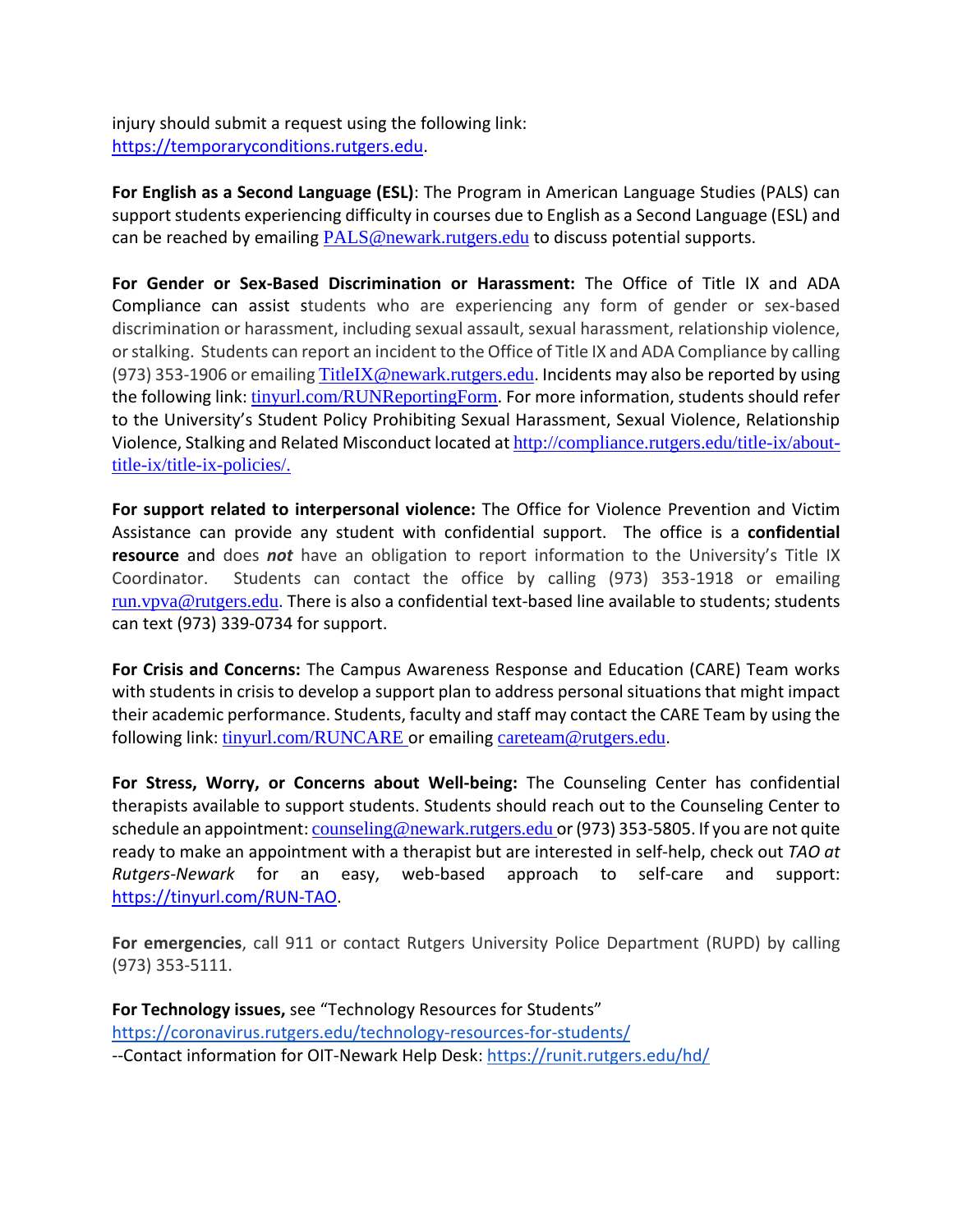injury should submit a request using the following link: https://temporaryconditions.rutgers.edu.

**For English as a Second Language (ESL)**: The Program in American Language Studies (PALS) can support students experiencing difficulty in courses due to English as a Second Language (ESL) and can be reached by emailing PALS@newark.rutgers.edu to discuss potential supports.

**For Gender or Sex-Based Discrimination or Harassment:** The Office of Title IX and ADA Compliance can assist students who are experiencing any form of gender or sex-based discrimination or harassment, including sexual assault, sexual harassment, relationship violence, or stalking. Students can report an incident to the Office of Title IX and ADA Compliance by calling (973) 353-1906 or emailing TitleIX@newark.rutgers.edu. Incidents may also be reported by using the following link: tinyurl.com/RUNReportingForm. For more information, students should refer to the University's Student Policy Prohibiting Sexual Harassment, Sexual Violence, Relationship Violence, Stalking and Related Misconduct located at http://compliance.rutgers.edu/title-ix/about-title-ix/title-ix-policies/.

**For support related to interpersonal violence:** The Office for Violence Prevention and Victim Assistance can provide any student with confidential support. The office is a **confidential resource** and does ***not*** have an obligation to report information to the University's Title IX Coordinator. Students can contact the office by calling (973) 353-1918 or emailing run.vpva@rutgers.edu. There is also a confidential text-based line available to students; students can text (973) 339-0734 for support.

**For Crisis and Concerns:** The Campus Awareness Response and Education (CARE) Team works with students in crisis to develop a support plan to address personal situations that might impact their academic performance. Students, faculty and staff may contact the CARE Team by using the following link: tinyurl.com/RUNCARE or emailing careteam@rutgers.edu.

**For Stress, Worry, or Concerns about Well-being:** The Counseling Center has confidential therapists available to support students. Students should reach out to the Counseling Center to schedule an appointment: counseling@newark.rutgers.edu or (973) 353-5805. If you are not quite ready to make an appointment with a therapist but are interested in self-help, check out *TAO at Rutgers-Newark* for an easy, web-based approach to self-care and support: https://tinyurl.com/RUN-TAO.

**For emergencies**, call 911 or contact Rutgers University Police Department (RUPD) by calling (973) 353-5111.

**For Technology issues,** see "Technology Resources for Students"
https://coronavirus.rutgers.edu/technology-resources-for-students/
--Contact information for OIT-Newark Help Desk: https://runit.rutgers.edu/hd/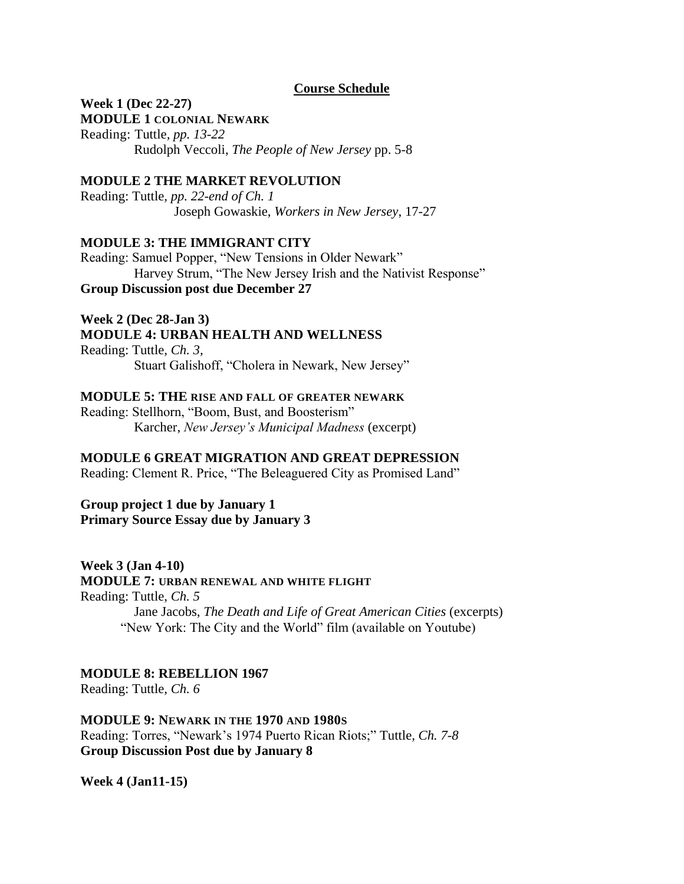## Course Schedule

**Week 1 (Dec 22-27)**
**MODULE 1 COLONIAL NEWARK**
Reading: Tuttle, *pp. 13-22*
Rudolph Veccoli, *The People of New Jersey* pp. 5-8

**MODULE 2 THE MARKET REVOLUTION**
Reading: Tuttle, *pp. 22-end of Ch. 1*
Joseph Gowaskie, *Workers in New Jersey*, 17-27

**MODULE 3: THE IMMIGRANT CITY**
Reading: Samuel Popper, "New Tensions in Older Newark"
Harvey Strum, "The New Jersey Irish and the Nativist Response"
**Group Discussion post due December 27**

**Week 2 (Dec 28-Jan 3)**
**MODULE 4: URBAN HEALTH AND WELLNESS**
Reading: Tuttle, *Ch. 3*,
Stuart Galishoff, "Cholera in Newark, New Jersey"

**MODULE 5: THE RISE AND FALL OF GREATER NEWARK**
Reading: Stellhorn, "Boom, Bust, and Boosterism"
Karcher, *New Jersey's Municipal Madness* (excerpt)

**MODULE 6 GREAT MIGRATION AND GREAT DEPRESSION**
Reading: Clement R. Price, "The Beleaguered City as Promised Land"

**Group project 1 due by January 1**
**Primary Source Essay due by January 3**

**Week 3 (Jan 4-10)**
**MODULE 7: URBAN RENEWAL AND WHITE FLIGHT**
Reading: Tuttle, *Ch. 5*
Jane Jacobs, *The Death and Life of Great American Cities* (excerpts)
"New York: The City and the World" film (available on Youtube)

**MODULE 8: REBELLION 1967**
Reading: Tuttle, *Ch. 6*

**MODULE 9: NEWARK IN THE 1970 AND 1980S**
Reading: Torres, "Newark's 1974 Puerto Rican Riots;" Tuttle, *Ch. 7-8*
**Group Discussion Post due by January 8**

**Week 4 (Jan11-15)**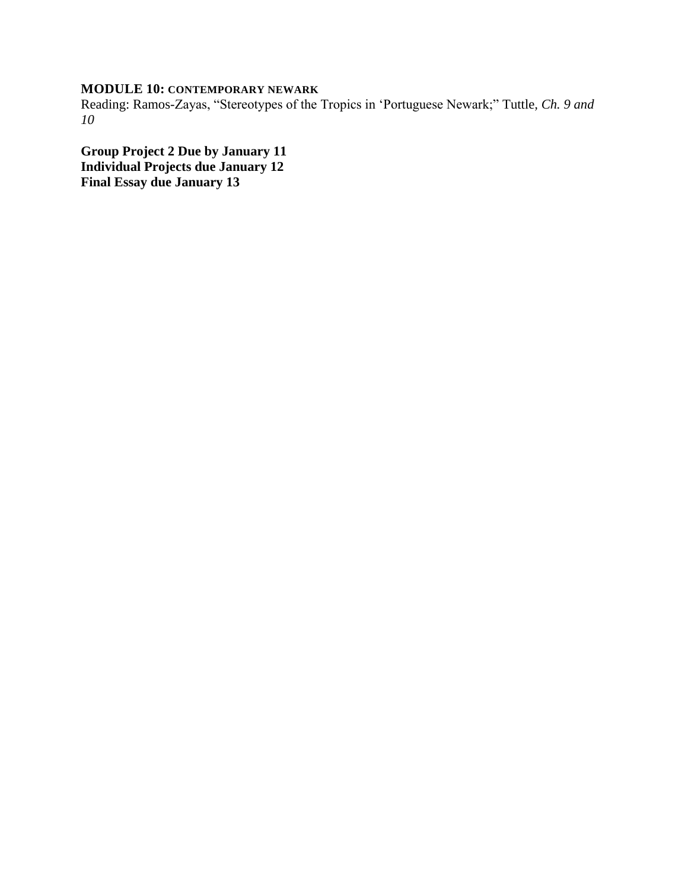**MODULE 10: CONTEMPORARY NEWARK**

Reading: Ramos-Zayas, "Stereotypes of the Tropics in 'Portuguese Newark;" Tuttle, *Ch. 9 and 10*

**Group Project 2 Due by January 11**
**Individual Projects due January 12**
**Final Essay due January 13**